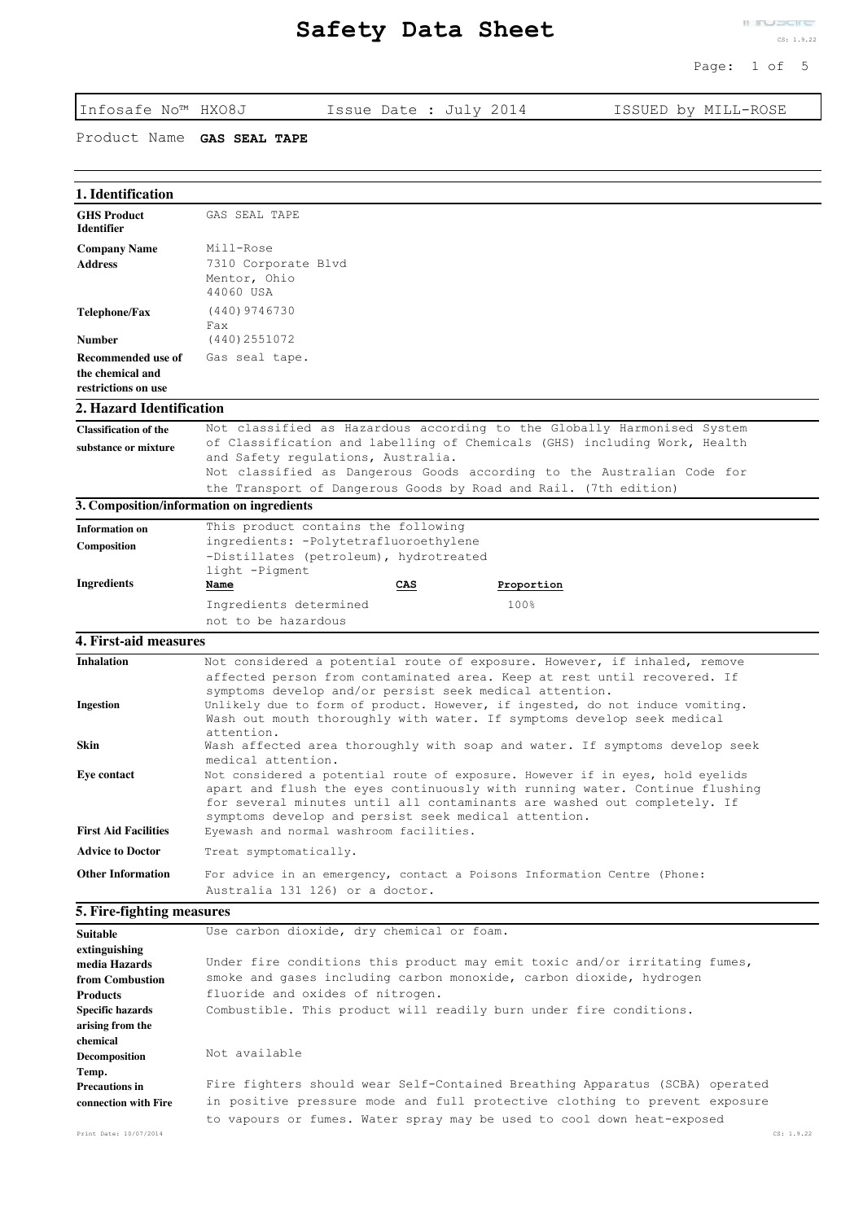# Safety Data Sheet

Infosafe No™ HXO8J | Issue Date : July 2014 | ISSUED by MILL-ROSE

Product Name **GAS SEAL TAPE**

## 1. Identification

| | |
|---|---|
| **GHS Product Identifier** | GAS SEAL TAPE |
| **Company Name** | Mill-Rose |
| **Address** | 7310 Corporate Blvd<br>Mentor, Ohio<br>44060 USA |
| **Telephone/Fax Number** | (440)9746730<br>Fax<br>(440)2551072 |
| **Recommended use of the chemical and restrictions on use** | Gas seal tape. |

## 2. Hazard Identification

| | |
|---|---|
| **Classification of the substance or mixture** | Not classified as Hazardous according to the Globally Harmonised System of Classification and labelling of Chemicals (GHS) including Work, Health and Safety regulations, Australia.<br>Not classified as Dangerous Goods according to the Australian Code for the Transport of Dangerous Goods by Road and Rail. (7th edition) |

## 3. Composition/information on ingredients

**Information on Composition**

This product contains the following ingredients: -Polytetrafluoroethylene -Distillates (petroleum), hydrotreated light -Pigment

**Ingredients**

| Name | CAS | Proportion |
|---|---|---|
| Ingredients determined not to be hazardous | | 100% |

## 4. First-aid measures

| | |
|---|---|
| **Inhalation** | Not considered a potential route of exposure. However, if inhaled, remove affected person from contaminated area. Keep at rest until recovered. If symptoms develop and/or persist seek medical attention. |
| **Ingestion** | Unlikely due to form of product. However, if ingested, do not induce vomiting. Wash out mouth thoroughly with water. If symptoms develop seek medical attention. |
| **Skin** | Wash affected area thoroughly with soap and water. If symptoms develop seek medical attention. |
| **Eye contact** | Not considered a potential route of exposure. However if in eyes, hold eyelids apart and flush the eyes continuously with running water. Continue flushing for several minutes until all contaminants are washed out completely. If symptoms develop and persist seek medical attention. |
| **First Aid Facilities** | Eyewash and normal washroom facilities. |
| **Advice to Doctor** | Treat symptomatically. |
| **Other Information** | For advice in an emergency, contact a Poisons Information Centre (Phone: Australia 131 126) or a doctor. |

## 5. Fire-fighting measures

| | |
|---|---|
| **Suitable extinguishing media** | Use carbon dioxide, dry chemical or foam. |
| **Hazards from Combustion Products** | Under fire conditions this product may emit toxic and/or irritating fumes, smoke and gases including carbon monoxide, carbon dioxide, hydrogen fluoride and oxides of nitrogen. |
| **Specific hazards arising from the chemical** | Combustible. This product will readily burn under fire conditions. |
| **Decomposition Temp.** | Not available |
| **Precautions in connection with Fire** | Fire fighters should wear Self-Contained Breathing Apparatus (SCBA) operated in positive pressure mode and full protective clothing to prevent exposure to vapours or fumes. Water spray may be used to cool down heat-exposed |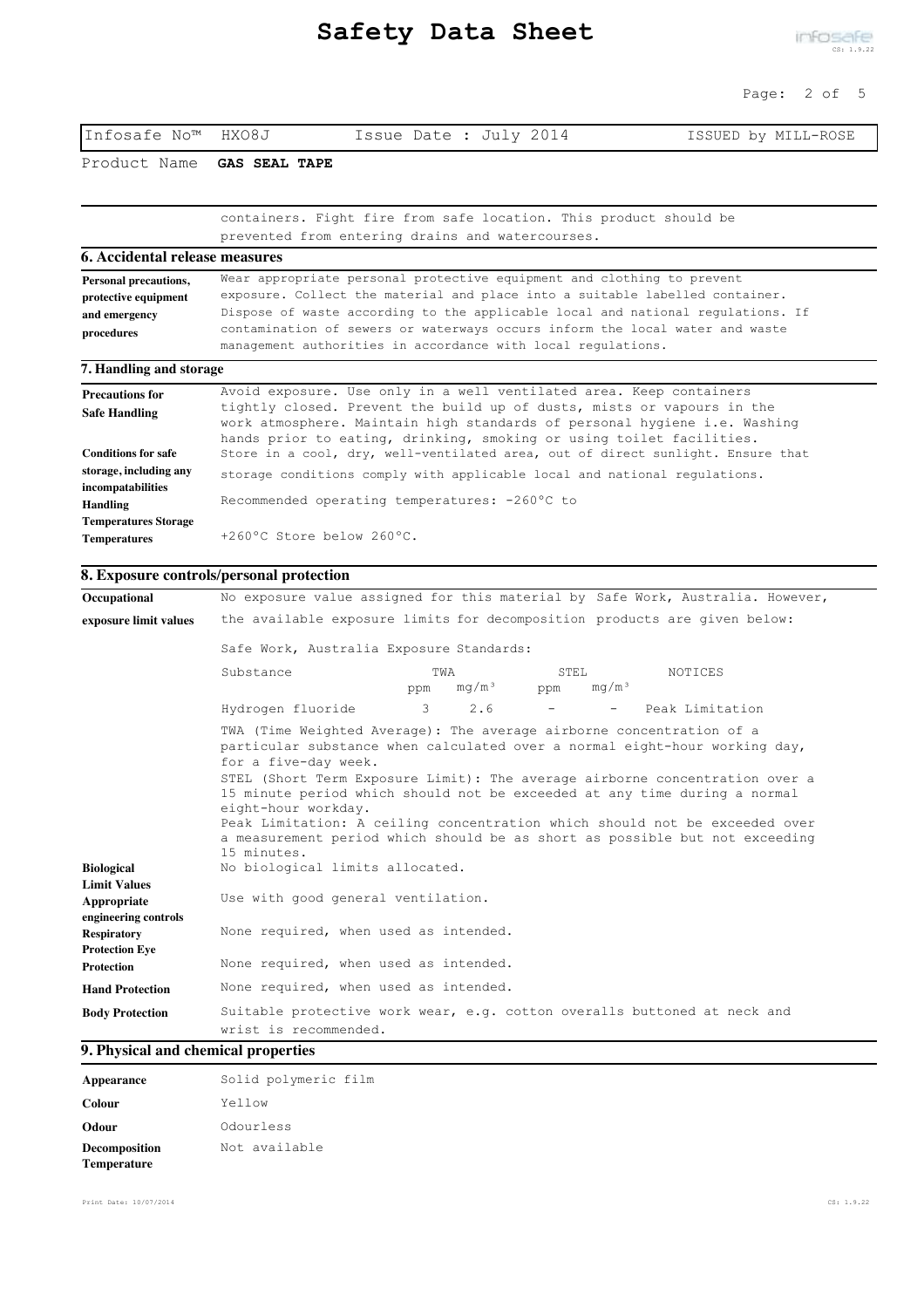| Infosafe No™ HXO8J | Issue Date : July 2014 | ISSUED by MILL-ROSE |
|---|---|---|

Product Name **GAS SEAL TAPE**

containers. Fight fire from safe location. This product should be prevented from entering drains and watercourses.

## 6. Accidental release measures

**Personal precautions, protective equipment and emergency procedures**
Wear appropriate personal protective equipment and clothing to prevent exposure. Collect the material and place into a suitable labelled container. Dispose of waste according to the applicable local and national regulations. If contamination of sewers or waterways occurs inform the local water and waste management authorities in accordance with local regulations.

## 7. Handling and storage

**Precautions for Safe Handling**
Avoid exposure. Use only in a well ventilated area. Keep containers tightly closed. Prevent the build up of dusts, mists or vapours in the work atmosphere. Maintain high standards of personal hygiene i.e. Washing hands prior to eating, drinking, smoking or using toilet facilities.

**Conditions for safe storage, including any incompatabilities**
Store in a cool, dry, well-ventilated area, out of direct sunlight. Ensure that storage conditions comply with applicable local and national regulations.

**Handling Temperatures**
Recommended operating temperatures: -260°C to +260°C

**Storage Temperatures**
Store below 260°C.

## 8. Exposure controls/personal protection

**Occupational exposure limit values**
No exposure value assigned for this material by Safe Work, Australia. However, the available exposure limits for decomposition products are given below:

Safe Work, Australia Exposure Standards:

| Substance | TWA ppm | TWA mg/m³ | STEL ppm | STEL mg/m³ | NOTICES |
|---|---|---|---|---|---|
| Hydrogen fluoride | 3 | 2.6 | - | - | Peak Limitation |

TWA (Time Weighted Average): The average airborne concentration of a particular substance when calculated over a normal eight-hour working day, for a five-day week.
STEL (Short Term Exposure Limit): The average airborne concentration over a 15 minute period which should not be exceeded at any time during a normal eight-hour workday.
Peak Limitation: A ceiling concentration which should not be exceeded over a measurement period which should be as short as possible but not exceeding 15 minutes.

**Biological Limit Values**
No biological limits allocated.

**Appropriate engineering controls**
Use with good general ventilation.

**Respiratory Protection**
None required, when used as intended.

**Eye Protection**
None required, when used as intended.

**Hand Protection**
None required, when used as intended.

**Body Protection**
Suitable protective work wear, e.g. cotton overalls buttoned at neck and wrist is recommended.

## 9. Physical and chemical properties

| | |
|---|---|
| **Appearance** | Solid polymeric film |
| **Colour** | Yellow |
| **Odour** | Odourless |
| **Decomposition Temperature** | Not available |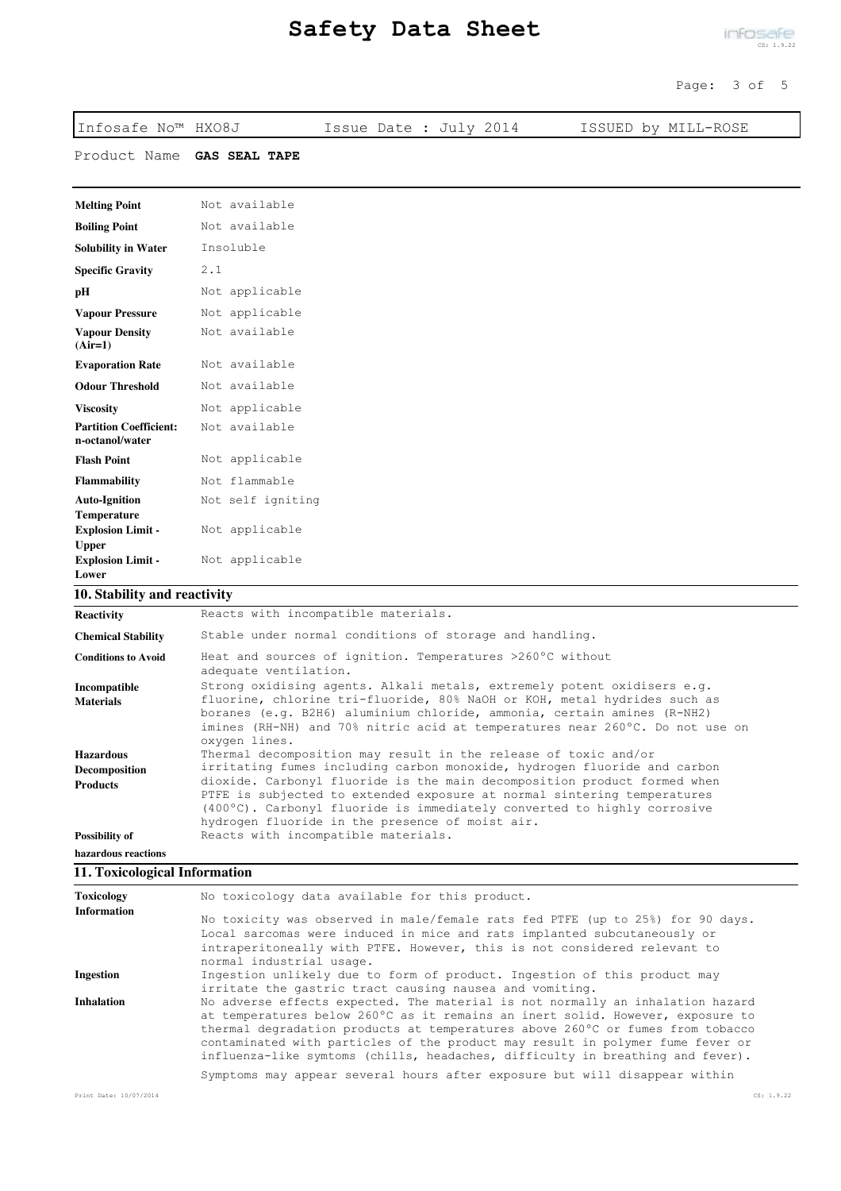Product Name **GAS SEAL TAPE**

| | |
|---|---|
| **Melting Point** | Not available |
| **Boiling Point** | Not available |
| **Solubility in Water** | Insoluble |
| **Specific Gravity** | 2.1 |
| **pH** | Not applicable |
| **Vapour Pressure** | Not applicable |
| **Vapour Density (Air=1)** | Not available |
| **Evaporation Rate** | Not available |
| **Odour Threshold** | Not available |
| **Viscosity** | Not applicable |
| **Partition Coefficient: n-octanol/water** | Not available |
| **Flash Point** | Not applicable |
| **Flammability** | Not flammable |
| **Auto-Ignition Temperature** | Not self igniting |
| **Explosion Limit - Upper** | Not applicable |
| **Explosion Limit - Lower** | Not applicable |

## 10. Stability and reactivity

| | |
|---|---|
| **Reactivity** | Reacts with incompatible materials. |
| **Chemical Stability** | Stable under normal conditions of storage and handling. |
| **Conditions to Avoid** | Heat and sources of ignition. Temperatures >260°C without adequate ventilation. |
| **Incompatible Materials** | Strong oxidising agents. Alkali metals, extremely potent oxidisers e.g. fluorine, chlorine tri-fluoride, 80% NaOH or KOH, metal hydrides such as boranes (e.g. $B_2H_6$) aluminium chloride, ammonia, certain amines ($R-NH_2$) imines (RH-NH) and 70% nitric acid at temperatures near 260°C. Do not use on oxygen lines. |
| **Hazardous Decomposition Products** | Thermal decomposition may result in the release of toxic and/or irritating fumes including carbon monoxide, hydrogen fluoride and carbon dioxide. Carbonyl fluoride is the main decomposition product formed when PTFE is subjected to extended exposure at normal sintering temperatures (400°C). Carbonyl fluoride is immediately converted to highly corrosive hydrogen fluoride in the presence of moist air. |
| **Possibility of hazardous reactions** | Reacts with incompatible materials. |

## 11. Toxicological Information

| | |
|---|---|
| **Toxicology Information** | No toxicology data available for this product.<br><br>No toxicity was observed in male/female rats fed PTFE (up to 25%) for 90 days. Local sarcomas were induced in mice and rats implanted subcutaneously or intraperitoneally with PTFE. However, this is not considered relevant to normal industrial usage. |
| **Ingestion** | Ingestion unlikely due to form of product. Ingestion of this product may irritate the gastric tract causing nausea and vomiting. |
| **Inhalation** | No adverse effects expected. The material is not normally an inhalation hazard at temperatures below 260°C as it remains an inert solid. However, exposure to thermal degradation products at temperatures above 260°C or fumes from tobacco contaminated with particles of the product may result in polymer fume fever or influenza-like symtoms (chills, headaches, difficulty in breathing and fever).<br><br>Symptoms may appear several hours after exposure but will disappear within |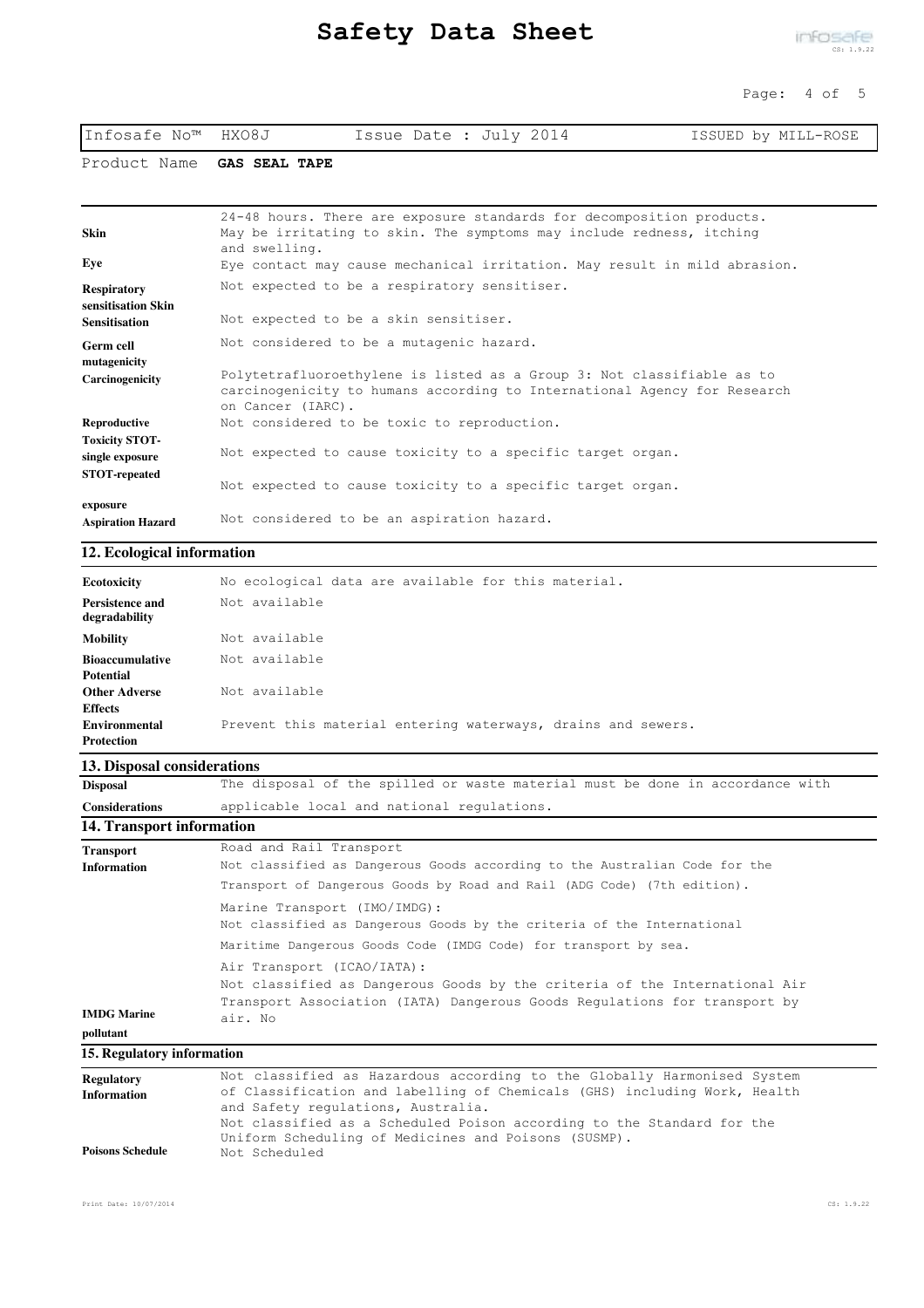Infosafe No™ HXO8J Issue Date : July 2014 ISSUED by MILL-ROSE

Product Name **GAS SEAL TAPE**

| | |
|---|---|
| | 24-48 hours. There are exposure standards for decomposition products. |
| **Skin** | May be irritating to skin. The symptoms may include redness, itching and swelling. |
| **Eye** | Eye contact may cause mechanical irritation. May result in mild abrasion. |
| **Respiratory sensitisation** | Not expected to be a respiratory sensitiser. |
| **Skin Sensitisation** | Not expected to be a skin sensitiser. |
| **Germ cell mutagenicity** | Not considered to be a mutagenic hazard. |
| **Carcinogenicity** | Polytetrafluoroethylene is listed as a Group 3: Not classifiable as to carcinogenicity to humans according to International Agency for Research on Cancer (IARC). |
| **Reproductive Toxicity** | Not considered to be toxic to reproduction. |
| **STOT-single exposure** | Not expected to cause toxicity to a specific target organ. |
| **STOT-repeated exposure** | Not expected to cause toxicity to a specific target organ. |
| **Aspiration Hazard** | Not considered to be an aspiration hazard. |

## 12. Ecological information

| | |
|---|---|
| **Ecotoxicity** | No ecological data are available for this material. |
| **Persistence and degradability** | Not available |
| **Mobility** | Not available |
| **Bioaccumulative Potential** | Not available |
| **Other Adverse Effects** | Not available |
| **Environmental Protection** | Prevent this material entering waterways, drains and sewers. |

## 13. Disposal considerations

| | |
|---|---|
| **Disposal Considerations** | The disposal of the spilled or waste material must be done in accordance with applicable local and national regulations. |

## 14. Transport information

| | |
|---|---|
| **Transport Information** | Road and Rail Transport<br>Not classified as Dangerous Goods according to the Australian Code for the Transport of Dangerous Goods by Road and Rail (ADG Code) (7th edition).<br>Marine Transport (IMO/IMDG):<br>Not classified as Dangerous Goods by the criteria of the International Maritime Dangerous Goods Code (IMDG Code) for transport by sea.<br>Air Transport (ICAO/IATA):<br>Not classified as Dangerous Goods by the criteria of the International Air Transport Association (IATA) Dangerous Goods Regulations for transport by air. |
| **IMDG Marine pollutant** | No |

## 15. Regulatory information

| | |
|---|---|
| **Regulatory Information** | Not classified as Hazardous according to the Globally Harmonised System of Classification and labelling of Chemicals (GHS) including Work, Health and Safety regulations, Australia.<br>Not classified as a Scheduled Poison according to the Standard for the Uniform Scheduling of Medicines and Poisons (SUSMP). |
| **Poisons Schedule** | Not Scheduled |

Print Date: 10/07/2014 CS: 1.9.22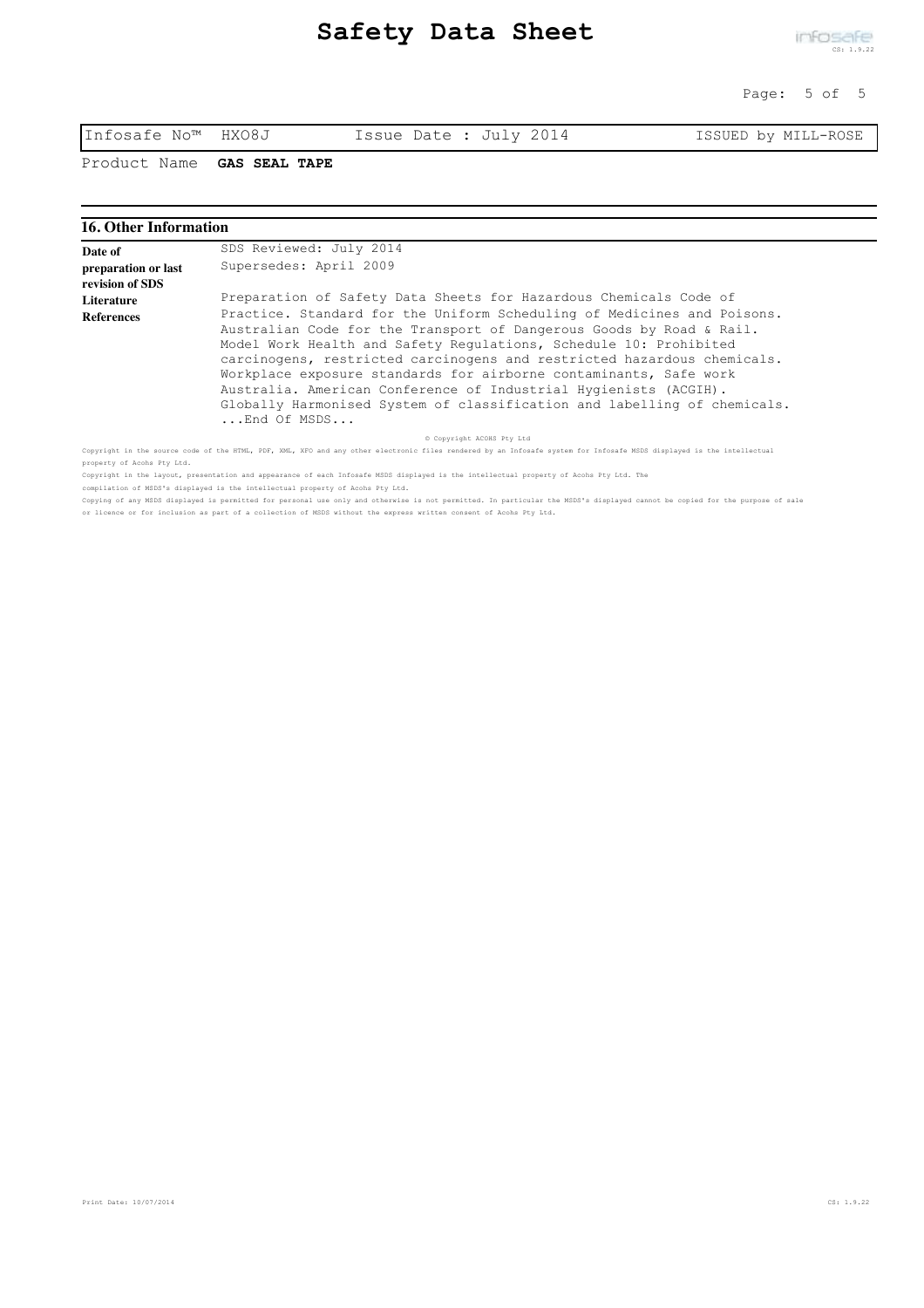## 16. Other Information

| | |
|---|---|
| **Date of preparation or last revision of SDS** | SDS Reviewed: July 2014<br>Supersedes: April 2009 |
| **Literature References** | Preparation of Safety Data Sheets for Hazardous Chemicals Code of Practice. Standard for the Uniform Scheduling of Medicines and Poisons. Australian Code for the Transport of Dangerous Goods by Road & Rail. Model Work Health and Safety Regulations, Schedule 10: Prohibited carcinogens, restricted carcinogens and restricted hazardous chemicals. Workplace exposure standards for airborne contaminants, Safe work Australia. American Conference of Industrial Hygienists (ACGIH). Globally Harmonised System of classification and labelling of chemicals.<br>...End Of MSDS... |

© Copyright ACOHS Pty Ltd

Copyright in the source code of the HTML, PDF, XML, XFO and any other electronic files rendered by an Infosafe system for Infosafe MSDS displayed is the intellectual property of Acohs Pty Ltd.

Copyright in the layout, presentation and appearance of each Infosafe MSDS displayed is the intellectual property of Acohs Pty Ltd. The compilation of MSDS's displayed is the intellectual property of Acohs Pty Ltd.

Copying of any MSDS displayed is permitted for personal use only and otherwise is not permitted. In particular the MSDS's displayed cannot be copied for the purpose of sale or licence or for inclusion as part of a collection of MSDS without the express written consent of Acohs Pty Ltd.